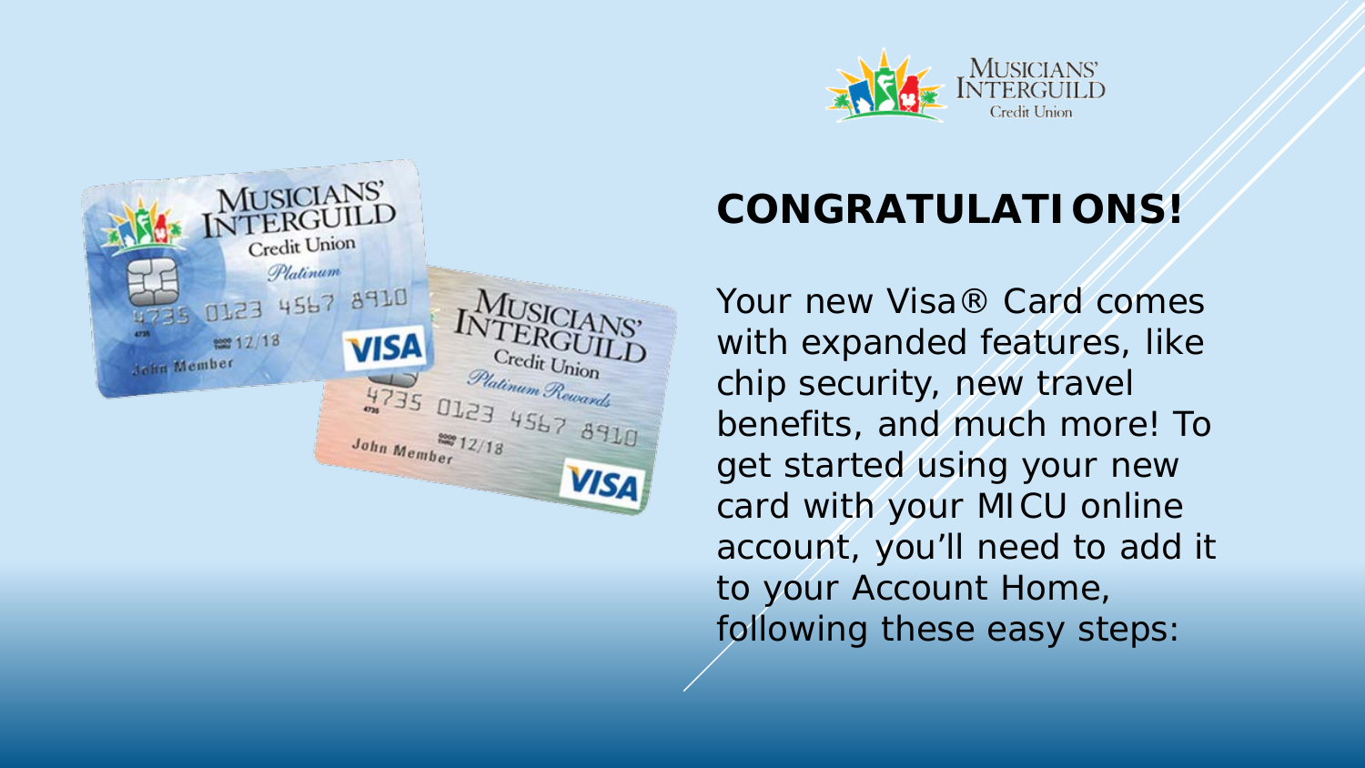# CONGRATULATIONS!

Your new Visa® Card comes with expanded features, like chip security, new travel benefits, and much more! To get started using your new card with your MICU online account, you'll need to add it to your Account Home, following these easy steps: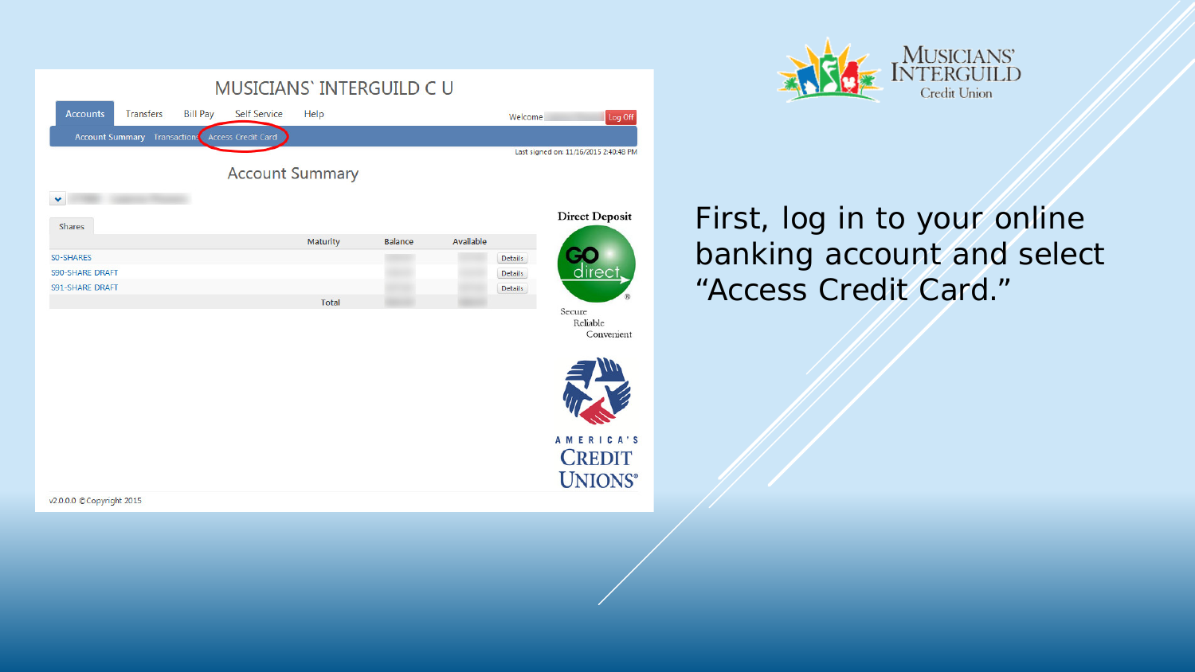First, log in to your online banking account and select “Access Credit Card.”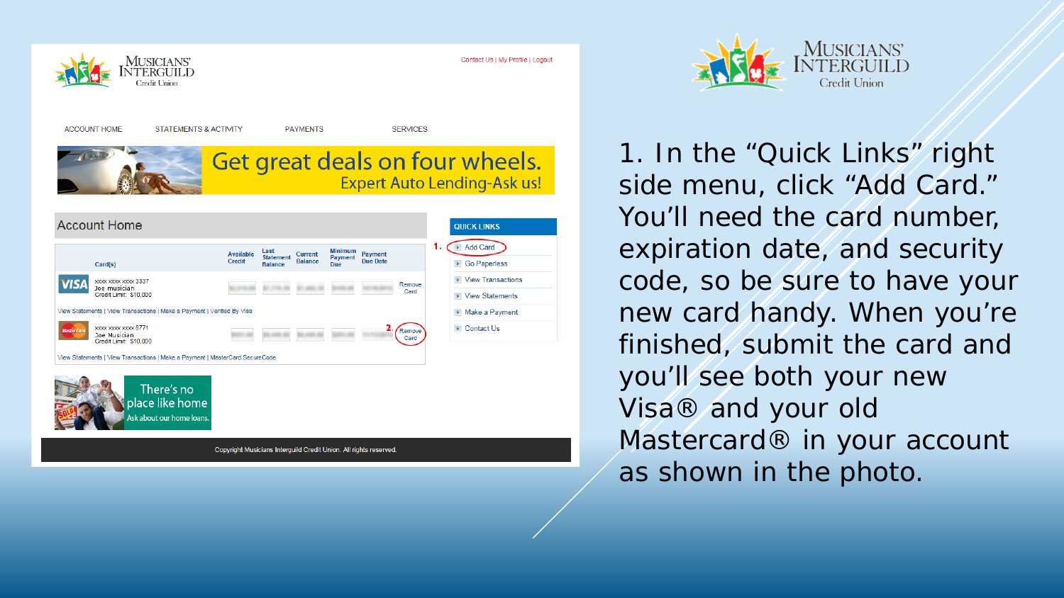1. In the "Quick Links" right side menu, click "Add Card." You'll need the card number, expiration date, and security code, so be sure to have your new card handy. When you're finished, submit the card and you'll see both your new Visa® and your old Mastercard® in your account as shown in the photo.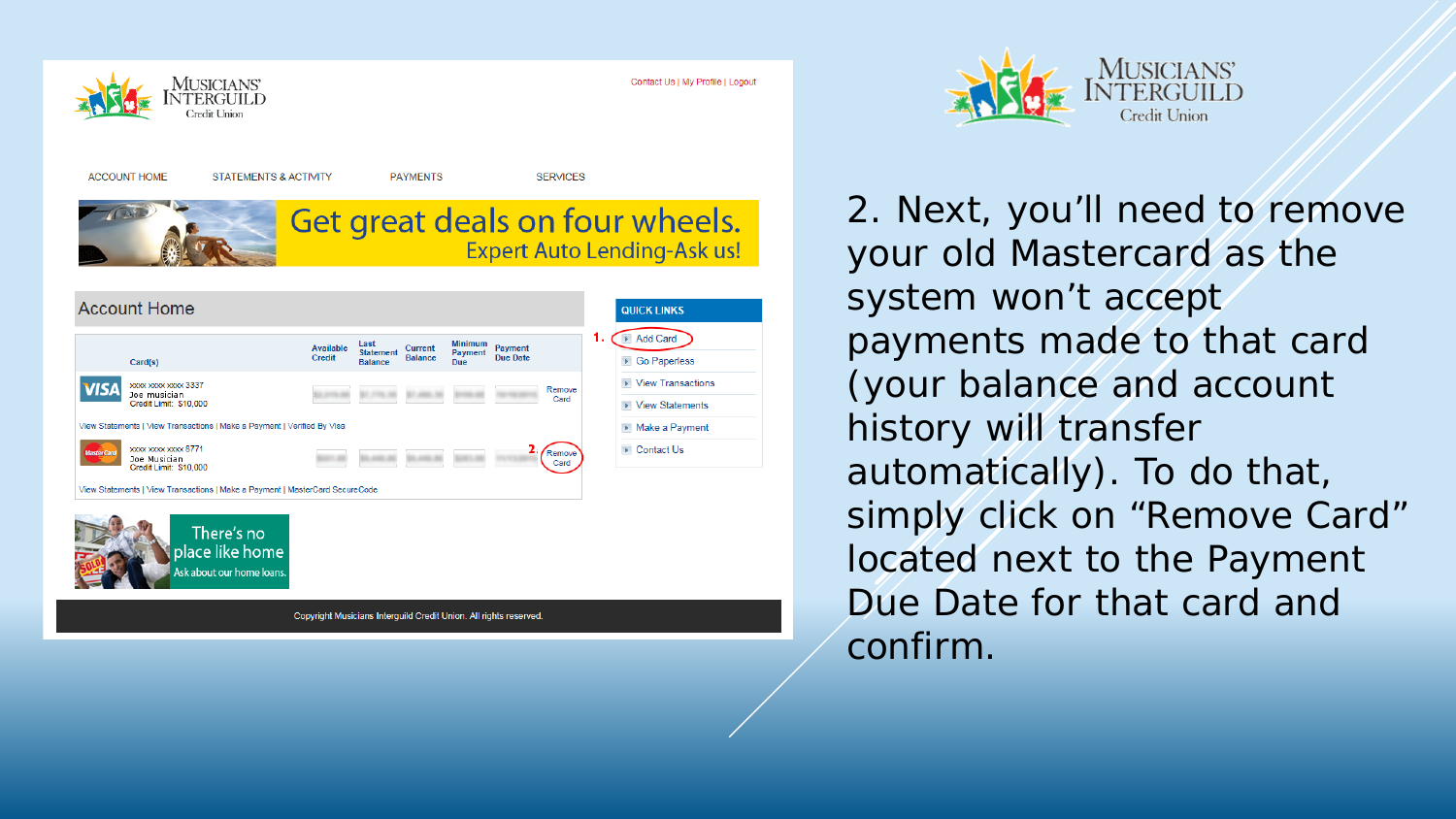2. Next, you'll need to remove your old Mastercard as the system won't accept payments made to that card (your balance and account history will transfer automatically). To do that, simply click on "Remove Card" located next to the Payment Due Date for that card and confirm.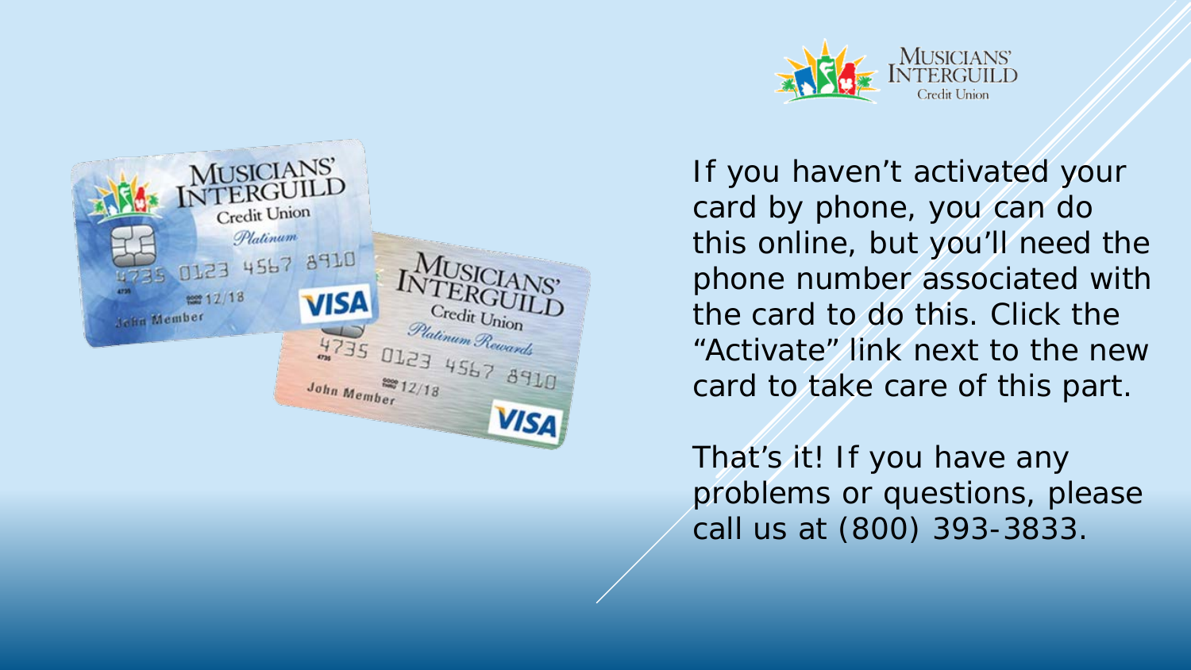If you haven't activated your card by phone, you can do this online, but you'll need the phone number associated with the card to do this. Click the "Activate" link next to the new card to take care of this part.

That's it! If you have any problems or questions, please call us at (800) 393-3833.